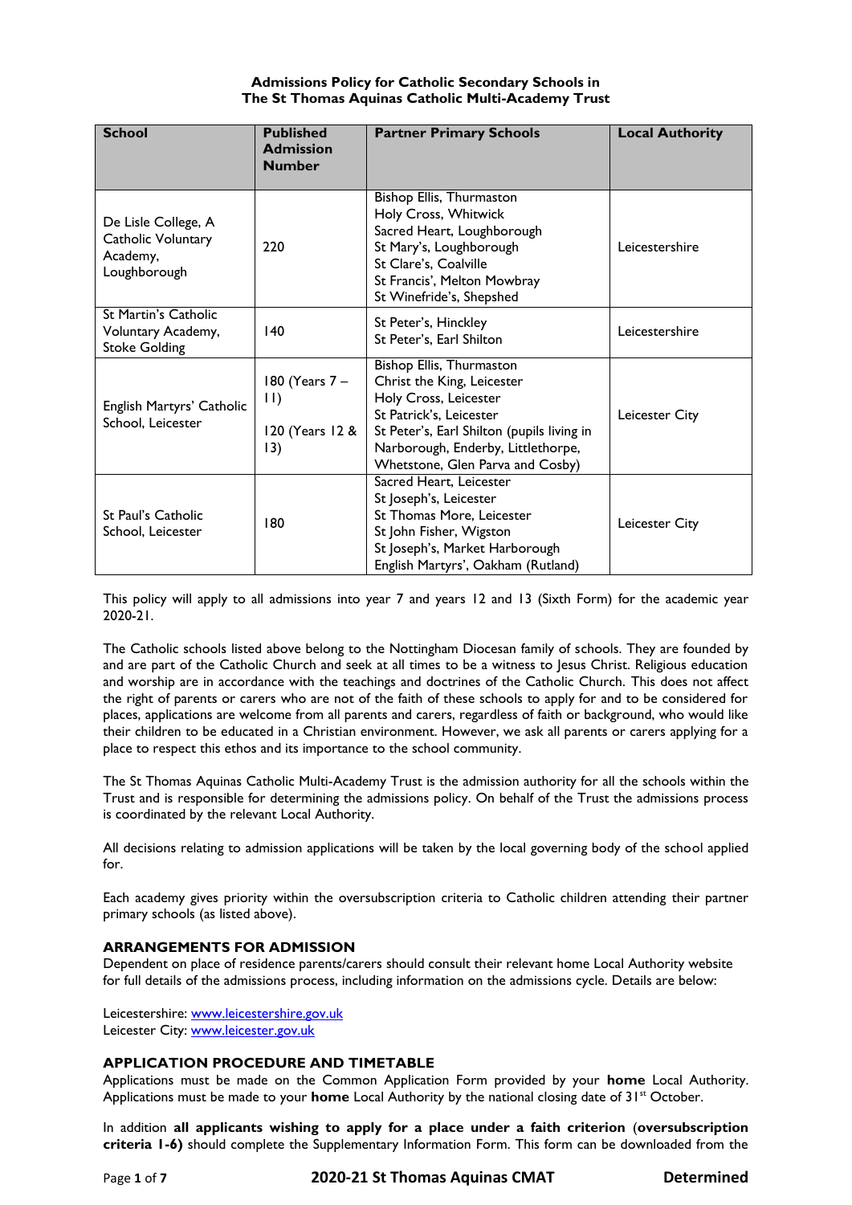**Admissions Policy for Catholic Secondary Schools in**
**The St Thomas Aquinas Catholic Multi-Academy Trust**

| School | Published Admission Number | Partner Primary Schools | Local Authority |
|---|---|---|---|
| De Lisle College, A Catholic Voluntary Academy, Loughborough | 220 | Bishop Ellis, Thurmaston<br>Holy Cross, Whitwick<br>Sacred Heart, Loughborough<br>St Mary's, Loughborough<br>St Clare's, Coalville<br>St Francis', Melton Mowbray<br>St Winefride's, Shepshed | Leicestershire |
| St Martin's Catholic Voluntary Academy, Stoke Golding | 140 | St Peter's, Hinckley<br>St Peter's, Earl Shilton | Leicestershire |
| English Martyrs' Catholic School, Leicester | 180 (Years 7 – 11)<br>120 (Years 12 & 13) | Bishop Ellis, Thurmaston<br>Christ the King, Leicester<br>Holy Cross, Leicester<br>St Patrick's, Leicester<br>St Peter's, Earl Shilton (pupils living in Narborough, Enderby, Littlethorpe, Whetstone, Glen Parva and Cosby) | Leicester City |
| St Paul's Catholic School, Leicester | 180 | Sacred Heart, Leicester<br>St Joseph's, Leicester<br>St Thomas More, Leicester<br>St John Fisher, Wigston<br>St Joseph's, Market Harborough<br>English Martyrs', Oakham (Rutland) | Leicester City |

This policy will apply to all admissions into year 7 and years 12 and 13 (Sixth Form) for the academic year 2020-21.

The Catholic schools listed above belong to the Nottingham Diocesan family of schools. They are founded by and are part of the Catholic Church and seek at all times to be a witness to Jesus Christ. Religious education and worship are in accordance with the teachings and doctrines of the Catholic Church. This does not affect the right of parents or carers who are not of the faith of these schools to apply for and to be considered for places, applications are welcome from all parents and carers, regardless of faith or background, who would like their children to be educated in a Christian environment. However, we ask all parents or carers applying for a place to respect this ethos and its importance to the school community.

The St Thomas Aquinas Catholic Multi-Academy Trust is the admission authority for all the schools within the Trust and is responsible for determining the admissions policy. On behalf of the Trust the admissions process is coordinated by the relevant Local Authority.

All decisions relating to admission applications will be taken by the local governing body of the school applied for.

Each academy gives priority within the oversubscription criteria to Catholic children attending their partner primary schools (as listed above).

### ARRANGEMENTS FOR ADMISSION

Dependent on place of residence parents/carers should consult their relevant home Local Authority website for full details of the admissions process, including information on the admissions cycle. Details are below:

Leicestershire: www.leicestershire.gov.uk
Leicester City: www.leicester.gov.uk

### APPLICATION PROCEDURE AND TIMETABLE

Applications must be made on the Common Application Form provided by your **home** Local Authority. Applications must be made to your **home** Local Authority by the national closing date of 31st October.

In addition **all applicants wishing to apply for a place under a faith criterion** (**oversubscription criteria 1-6)** should complete the Supplementary Information Form. This form can be downloaded from the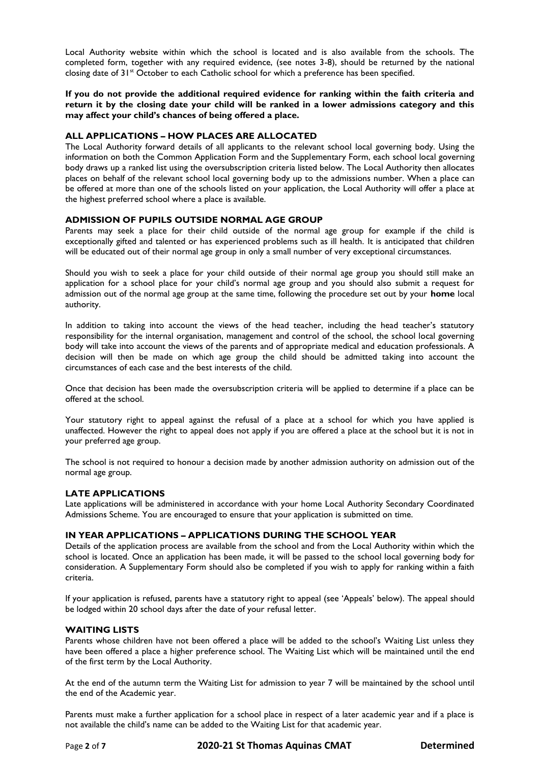Local Authority website within which the school is located and is also available from the schools. The completed form, together with any required evidence, (see notes 3-8), should be returned by the national closing date of 31st October to each Catholic school for which a preference has been specified.

**If you do not provide the additional required evidence for ranking within the faith criteria and return it by the closing date your child will be ranked in a lower admissions category and this may affect your child's chances of being offered a place.**

### ALL APPLICATIONS – HOW PLACES ARE ALLOCATED

The Local Authority forward details of all applicants to the relevant school local governing body. Using the information on both the Common Application Form and the Supplementary Form, each school local governing body draws up a ranked list using the oversubscription criteria listed below. The Local Authority then allocates places on behalf of the relevant school local governing body up to the admissions number. When a place can be offered at more than one of the schools listed on your application, the Local Authority will offer a place at the highest preferred school where a place is available.

### ADMISSION OF PUPILS OUTSIDE NORMAL AGE GROUP

Parents may seek a place for their child outside of the normal age group for example if the child is exceptionally gifted and talented or has experienced problems such as ill health. It is anticipated that children will be educated out of their normal age group in only a small number of very exceptional circumstances.

Should you wish to seek a place for your child outside of their normal age group you should still make an application for a school place for your child's normal age group and you should also submit a request for admission out of the normal age group at the same time, following the procedure set out by your **home** local authority.

In addition to taking into account the views of the head teacher, including the head teacher's statutory responsibility for the internal organisation, management and control of the school, the school local governing body will take into account the views of the parents and of appropriate medical and education professionals. A decision will then be made on which age group the child should be admitted taking into account the circumstances of each case and the best interests of the child.

Once that decision has been made the oversubscription criteria will be applied to determine if a place can be offered at the school.

Your statutory right to appeal against the refusal of a place at a school for which you have applied is unaffected. However the right to appeal does not apply if you are offered a place at the school but it is not in your preferred age group.

The school is not required to honour a decision made by another admission authority on admission out of the normal age group.

### LATE APPLICATIONS

Late applications will be administered in accordance with your home Local Authority Secondary Coordinated Admissions Scheme. You are encouraged to ensure that your application is submitted on time.

### IN YEAR APPLICATIONS – APPLICATIONS DURING THE SCHOOL YEAR

Details of the application process are available from the school and from the Local Authority within which the school is located. Once an application has been made, it will be passed to the school local governing body for consideration. A Supplementary Form should also be completed if you wish to apply for ranking within a faith criteria.

If your application is refused, parents have a statutory right to appeal (see 'Appeals' below). The appeal should be lodged within 20 school days after the date of your refusal letter.

### WAITING LISTS

Parents whose children have not been offered a place will be added to the school's Waiting List unless they have been offered a place a higher preference school. The Waiting List which will be maintained until the end of the first term by the Local Authority.

At the end of the autumn term the Waiting List for admission to year 7 will be maintained by the school until the end of the Academic year.

Parents must make a further application for a school place in respect of a later academic year and if a place is not available the child's name can be added to the Waiting List for that academic year.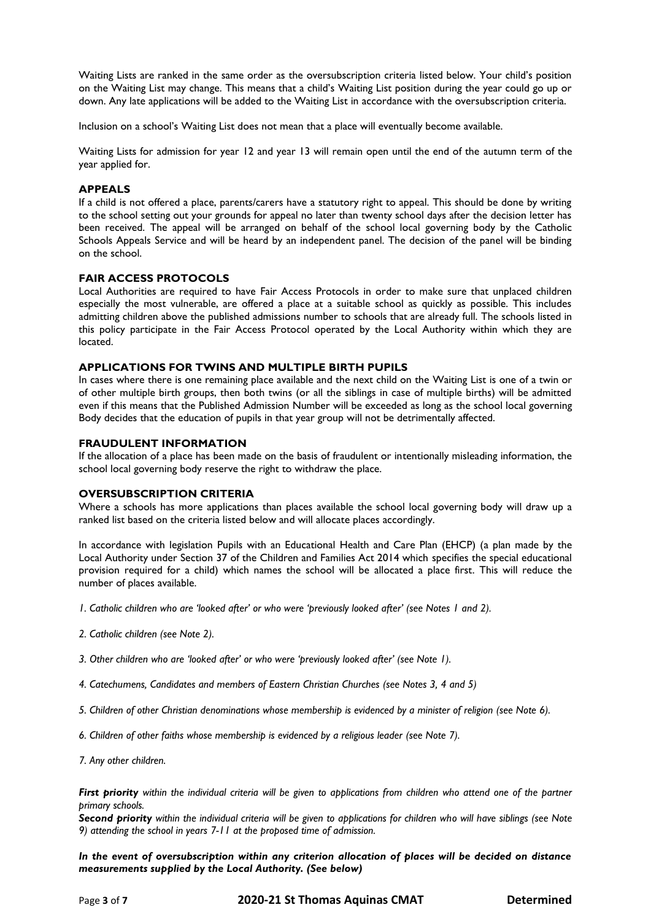Waiting Lists are ranked in the same order as the oversubscription criteria listed below. Your child's position on the Waiting List may change. This means that a child's Waiting List position during the year could go up or down. Any late applications will be added to the Waiting List in accordance with the oversubscription criteria.

Inclusion on a school's Waiting List does not mean that a place will eventually become available.

Waiting Lists for admission for year 12 and year 13 will remain open until the end of the autumn term of the year applied for.

### APPEALS

If a child is not offered a place, parents/carers have a statutory right to appeal. This should be done by writing to the school setting out your grounds for appeal no later than twenty school days after the decision letter has been received. The appeal will be arranged on behalf of the school local governing body by the Catholic Schools Appeals Service and will be heard by an independent panel. The decision of the panel will be binding on the school.

### FAIR ACCESS PROTOCOLS

Local Authorities are required to have Fair Access Protocols in order to make sure that unplaced children especially the most vulnerable, are offered a place at a suitable school as quickly as possible. This includes admitting children above the published admissions number to schools that are already full. The schools listed in this policy participate in the Fair Access Protocol operated by the Local Authority within which they are located.

### APPLICATIONS FOR TWINS AND MULTIPLE BIRTH PUPILS

In cases where there is one remaining place available and the next child on the Waiting List is one of a twin or of other multiple birth groups, then both twins (or all the siblings in case of multiple births) will be admitted even if this means that the Published Admission Number will be exceeded as long as the school local governing Body decides that the education of pupils in that year group will not be detrimentally affected.

### FRAUDULENT INFORMATION

If the allocation of a place has been made on the basis of fraudulent or intentionally misleading information, the school local governing body reserve the right to withdraw the place.

### OVERSUBSCRIPTION CRITERIA

Where a schools has more applications than places available the school local governing body will draw up a ranked list based on the criteria listed below and will allocate places accordingly.

In accordance with legislation Pupils with an Educational Health and Care Plan (EHCP) (a plan made by the Local Authority under Section 37 of the Children and Families Act 2014 which specifies the special educational provision required for a child) which names the school will be allocated a place first. This will reduce the number of places available.

*1. Catholic children who are 'looked after' or who were 'previously looked after' (see Notes 1 and 2).*

*2. Catholic children (see Note 2).*

*3. Other children who are 'looked after' or who were 'previously looked after' (see Note 1).*

*4. Catechumens, Candidates and members of Eastern Christian Churches (see Notes 3, 4 and 5)*

*5. Children of other Christian denominations whose membership is evidenced by a minister of religion (see Note 6).*

*6. Children of other faiths whose membership is evidenced by a religious leader (see Note 7).*

*7. Any other children.*

***First priority*** *within the individual criteria will be given to applications from children who attend one of the partner primary schools.*
***Second priority*** *within the individual criteria will be given to applications for children who will have siblings (see Note 9) attending the school in years 7-11 at the proposed time of admission.*

***In the event of oversubscription within any criterion allocation of places will be decided on distance measurements supplied by the Local Authority. (See below)***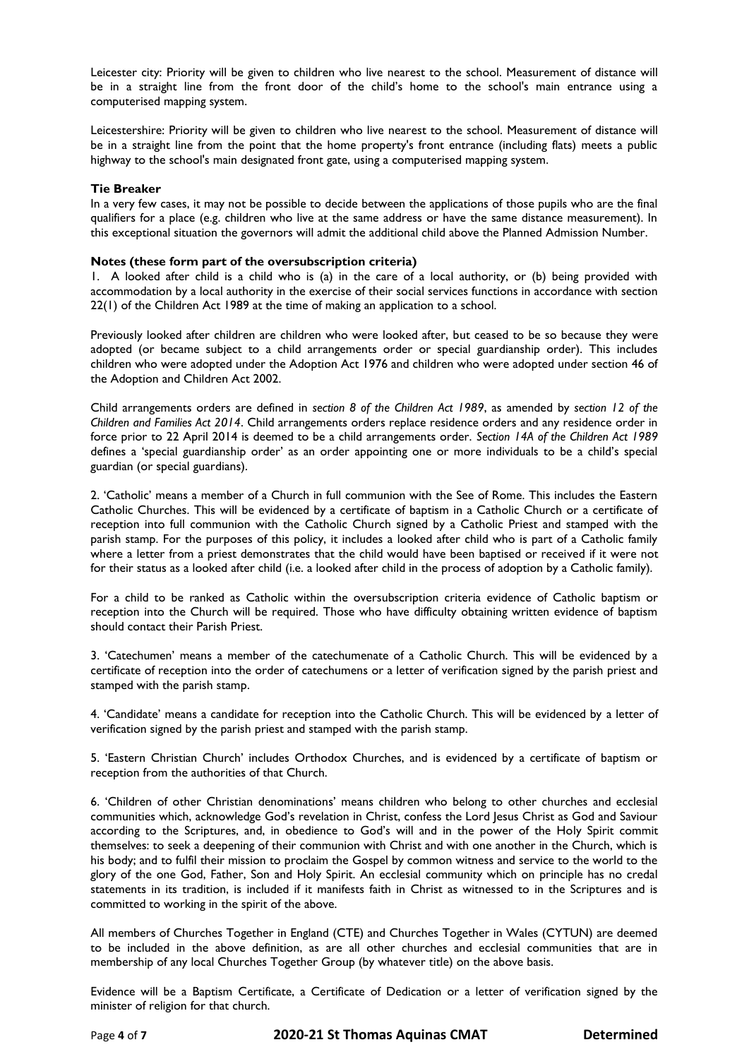Leicester city: Priority will be given to children who live nearest to the school. Measurement of distance will be in a straight line from the front door of the child's home to the school's main entrance using a computerised mapping system.

Leicestershire: Priority will be given to children who live nearest to the school. Measurement of distance will be in a straight line from the point that the home property's front entrance (including flats) meets a public highway to the school's main designated front gate, using a computerised mapping system.

**Tie Breaker**

In a very few cases, it may not be possible to decide between the applications of those pupils who are the final qualifiers for a place (e.g. children who live at the same address or have the same distance measurement). In this exceptional situation the governors will admit the additional child above the Planned Admission Number.

**Notes (these form part of the oversubscription criteria)**

1. A looked after child is a child who is (a) in the care of a local authority, or (b) being provided with accommodation by a local authority in the exercise of their social services functions in accordance with section 22(1) of the Children Act 1989 at the time of making an application to a school.

Previously looked after children are children who were looked after, but ceased to be so because they were adopted (or became subject to a child arrangements order or special guardianship order). This includes children who were adopted under the Adoption Act 1976 and children who were adopted under section 46 of the Adoption and Children Act 2002.

Child arrangements orders are defined in *section 8 of the Children Act 1989*, as amended by *section 12 of the Children and Families Act 2014*. Child arrangements orders replace residence orders and any residence order in force prior to 22 April 2014 is deemed to be a child arrangements order. *Section 14A of the Children Act 1989* defines a 'special guardianship order' as an order appointing one or more individuals to be a child's special guardian (or special guardians).

2. 'Catholic' means a member of a Church in full communion with the See of Rome. This includes the Eastern Catholic Churches. This will be evidenced by a certificate of baptism in a Catholic Church or a certificate of reception into full communion with the Catholic Church signed by a Catholic Priest and stamped with the parish stamp. For the purposes of this policy, it includes a looked after child who is part of a Catholic family where a letter from a priest demonstrates that the child would have been baptised or received if it were not for their status as a looked after child (i.e. a looked after child in the process of adoption by a Catholic family).

For a child to be ranked as Catholic within the oversubscription criteria evidence of Catholic baptism or reception into the Church will be required. Those who have difficulty obtaining written evidence of baptism should contact their Parish Priest.

3. 'Catechumen' means a member of the catechumenate of a Catholic Church. This will be evidenced by a certificate of reception into the order of catechumens or a letter of verification signed by the parish priest and stamped with the parish stamp.

4. 'Candidate' means a candidate for reception into the Catholic Church. This will be evidenced by a letter of verification signed by the parish priest and stamped with the parish stamp.

5. 'Eastern Christian Church' includes Orthodox Churches, and is evidenced by a certificate of baptism or reception from the authorities of that Church.

6. 'Children of other Christian denominations' means children who belong to other churches and ecclesial communities which, acknowledge God's revelation in Christ, confess the Lord Jesus Christ as God and Saviour according to the Scriptures, and, in obedience to God's will and in the power of the Holy Spirit commit themselves: to seek a deepening of their communion with Christ and with one another in the Church, which is his body; and to fulfil their mission to proclaim the Gospel by common witness and service to the world to the glory of the one God, Father, Son and Holy Spirit. An ecclesial community which on principle has no credal statements in its tradition, is included if it manifests faith in Christ as witnessed to in the Scriptures and is committed to working in the spirit of the above.

All members of Churches Together in England (CTE) and Churches Together in Wales (CYTUN) are deemed to be included in the above definition, as are all other churches and ecclesial communities that are in membership of any local Churches Together Group (by whatever title) on the above basis.

Evidence will be a Baptism Certificate, a Certificate of Dedication or a letter of verification signed by the minister of religion for that church.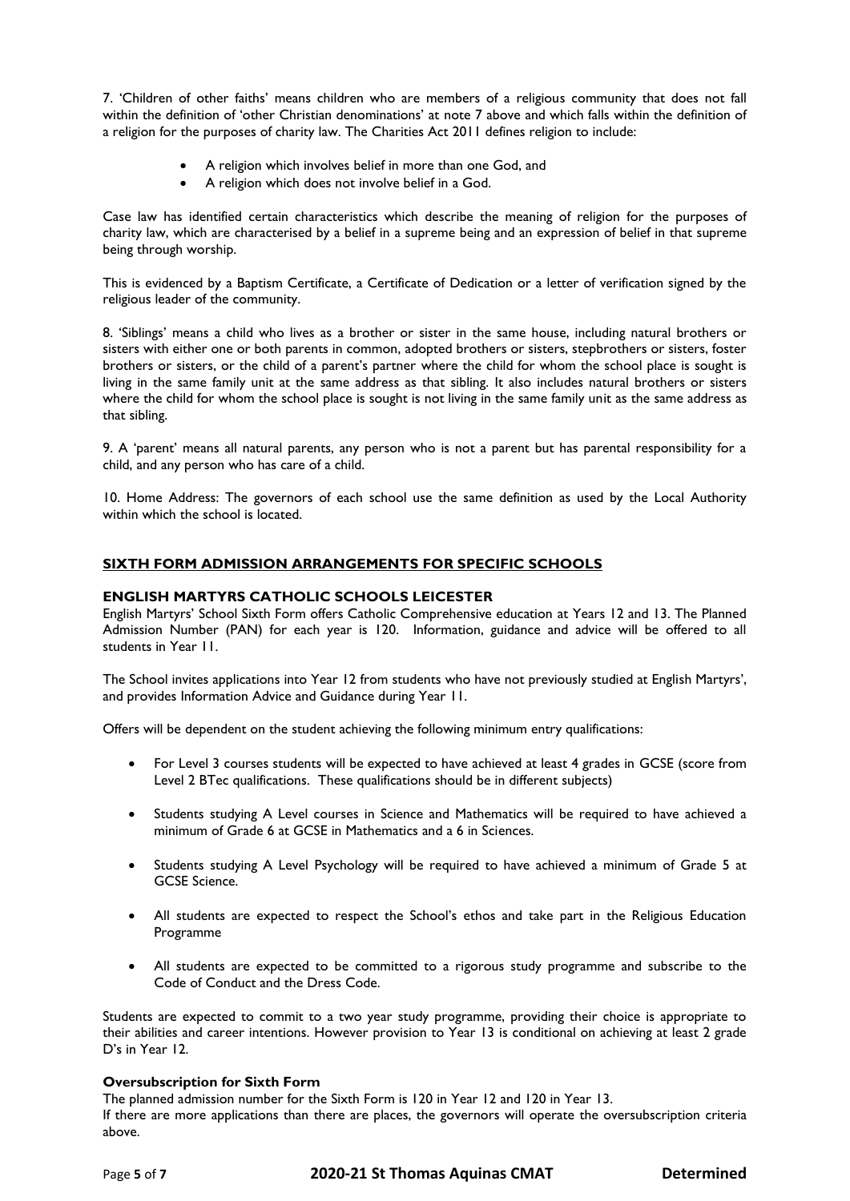7. 'Children of other faiths' means children who are members of a religious community that does not fall within the definition of 'other Christian denominations' at note 7 above and which falls within the definition of a religion for the purposes of charity law. The Charities Act 2011 defines religion to include:

- A religion which involves belief in more than one God, and
- A religion which does not involve belief in a God.

Case law has identified certain characteristics which describe the meaning of religion for the purposes of charity law, which are characterised by a belief in a supreme being and an expression of belief in that supreme being through worship.

This is evidenced by a Baptism Certificate, a Certificate of Dedication or a letter of verification signed by the religious leader of the community.

8. 'Siblings' means a child who lives as a brother or sister in the same house, including natural brothers or sisters with either one or both parents in common, adopted brothers or sisters, stepbrothers or sisters, foster brothers or sisters, or the child of a parent's partner where the child for whom the school place is sought is living in the same family unit at the same address as that sibling. It also includes natural brothers or sisters where the child for whom the school place is sought is not living in the same family unit as the same address as that sibling.

9. A 'parent' means all natural parents, any person who is not a parent but has parental responsibility for a child, and any person who has care of a child.

10. Home Address: The governors of each school use the same definition as used by the Local Authority within which the school is located.

## SIXTH FORM ADMISSION ARRANGEMENTS FOR SPECIFIC SCHOOLS

### ENGLISH MARTYRS CATHOLIC SCHOOLS LEICESTER

English Martyrs' School Sixth Form offers Catholic Comprehensive education at Years 12 and 13. The Planned Admission Number (PAN) for each year is 120. Information, guidance and advice will be offered to all students in Year 11.

The School invites applications into Year 12 from students who have not previously studied at English Martyrs', and provides Information Advice and Guidance during Year 11.

Offers will be dependent on the student achieving the following minimum entry qualifications:

- For Level 3 courses students will be expected to have achieved at least 4 grades in GCSE (score from Level 2 BTec qualifications. These qualifications should be in different subjects)
- Students studying A Level courses in Science and Mathematics will be required to have achieved a minimum of Grade 6 at GCSE in Mathematics and a 6 in Sciences.
- Students studying A Level Psychology will be required to have achieved a minimum of Grade 5 at GCSE Science.
- All students are expected to respect the School's ethos and take part in the Religious Education Programme
- All students are expected to be committed to a rigorous study programme and subscribe to the Code of Conduct and the Dress Code.

Students are expected to commit to a two year study programme, providing their choice is appropriate to their abilities and career intentions. However provision to Year 13 is conditional on achieving at least 2 grade D's in Year 12.

**Oversubscription for Sixth Form**

The planned admission number for the Sixth Form is 120 in Year 12 and 120 in Year 13.
If there are more applications than there are places, the governors will operate the oversubscription criteria above.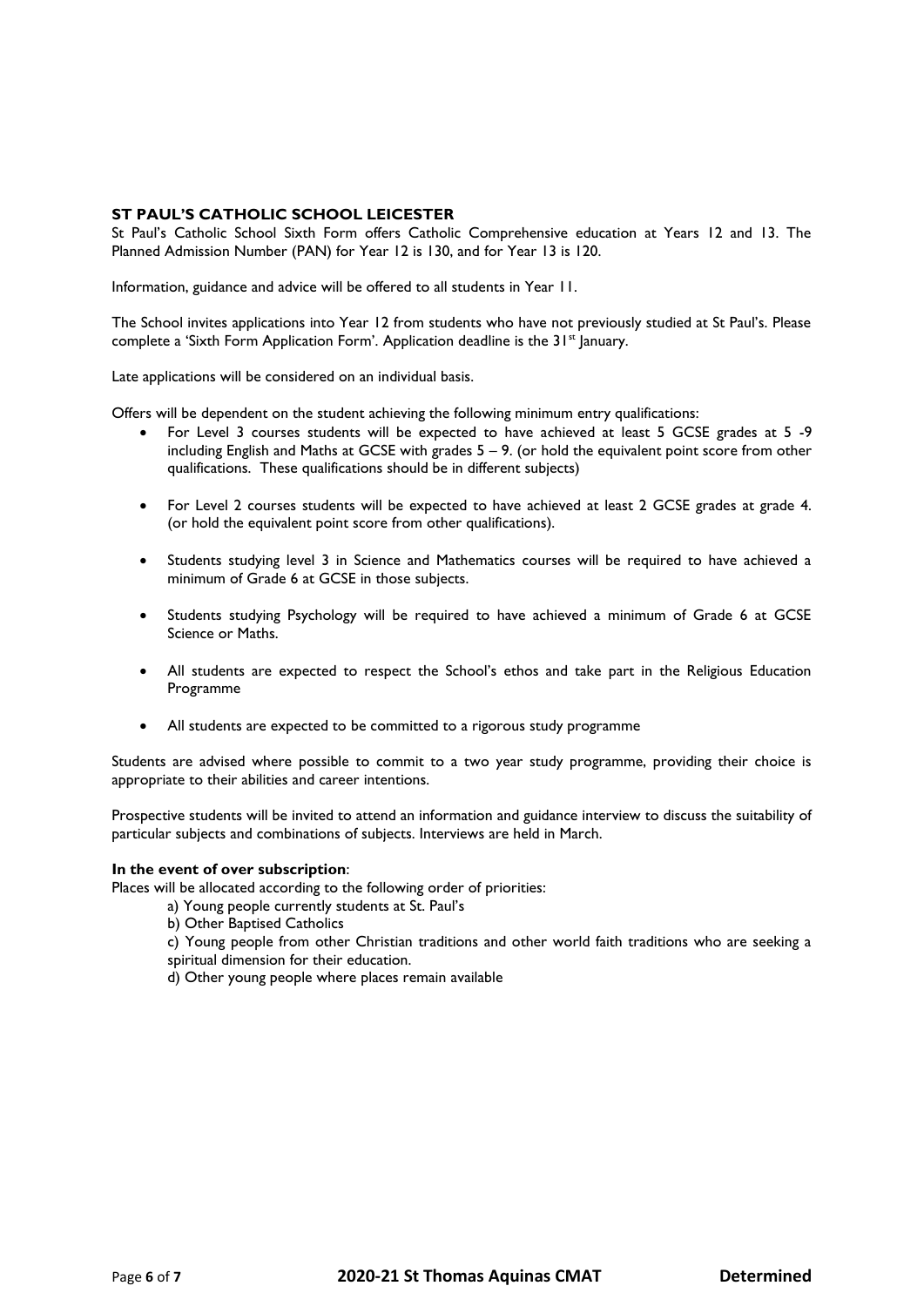## ST PAUL'S CATHOLIC SCHOOL LEICESTER

St Paul's Catholic School Sixth Form offers Catholic Comprehensive education at Years 12 and 13. The Planned Admission Number (PAN) for Year 12 is 130, and for Year 13 is 120.

Information, guidance and advice will be offered to all students in Year 11.

The School invites applications into Year 12 from students who have not previously studied at St Paul's. Please complete a 'Sixth Form Application Form'. Application deadline is the 31st January.

Late applications will be considered on an individual basis.

Offers will be dependent on the student achieving the following minimum entry qualifications:

- For Level 3 courses students will be expected to have achieved at least 5 GCSE grades at 5 -9 including English and Maths at GCSE with grades 5 – 9. (or hold the equivalent point score from other qualifications. These qualifications should be in different subjects)
- For Level 2 courses students will be expected to have achieved at least 2 GCSE grades at grade 4. (or hold the equivalent point score from other qualifications).
- Students studying level 3 in Science and Mathematics courses will be required to have achieved a minimum of Grade 6 at GCSE in those subjects.
- Students studying Psychology will be required to have achieved a minimum of Grade 6 at GCSE Science or Maths.
- All students are expected to respect the School's ethos and take part in the Religious Education Programme
- All students are expected to be committed to a rigorous study programme

Students are advised where possible to commit to a two year study programme, providing their choice is appropriate to their abilities and career intentions.

Prospective students will be invited to attend an information and guidance interview to discuss the suitability of particular subjects and combinations of subjects. Interviews are held in March.

**In the event of over subscription**:

Places will be allocated according to the following order of priorities:

a) Young people currently students at St. Paul's

b) Other Baptised Catholics

c) Young people from other Christian traditions and other world faith traditions who are seeking a spiritual dimension for their education.

d) Other young people where places remain available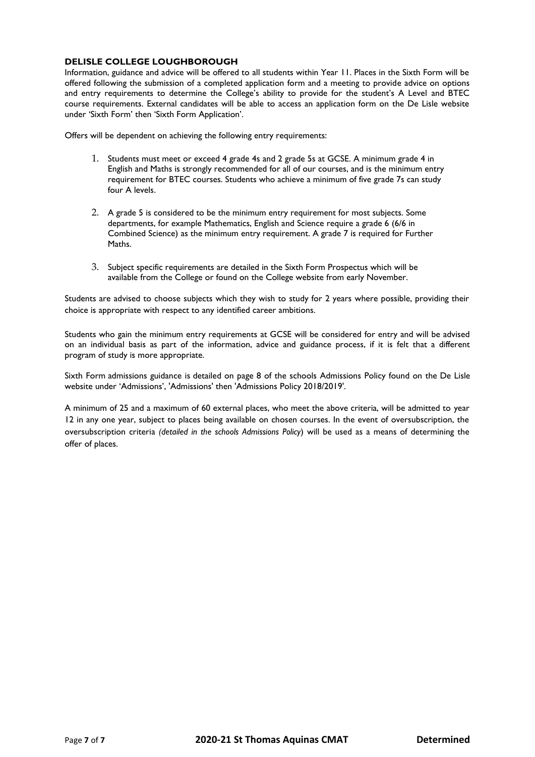**DELISLE COLLEGE LOUGHBOROUGH**

Information, guidance and advice will be offered to all students within Year 11. Places in the Sixth Form will be offered following the submission of a completed application form and a meeting to provide advice on options and entry requirements to determine the College's ability to provide for the student's A Level and BTEC course requirements. External candidates will be able to access an application form on the De Lisle website under 'Sixth Form' then 'Sixth Form Application'.

Offers will be dependent on achieving the following entry requirements:

1. Students must meet or exceed 4 grade 4s and 2 grade 5s at GCSE. A minimum grade 4 in English and Maths is strongly recommended for all of our courses, and is the minimum entry requirement for BTEC courses. Students who achieve a minimum of five grade 7s can study four A levels.

2. A grade 5 is considered to be the minimum entry requirement for most subjects. Some departments, for example Mathematics, English and Science require a grade 6 (6/6 in Combined Science) as the minimum entry requirement. A grade 7 is required for Further Maths.

3. Subject specific requirements are detailed in the Sixth Form Prospectus which will be available from the College or found on the College website from early November.

Students are advised to choose subjects which they wish to study for 2 years where possible, providing their choice is appropriate with respect to any identified career ambitions.

Students who gain the minimum entry requirements at GCSE will be considered for entry and will be advised on an individual basis as part of the information, advice and guidance process, if it is felt that a different program of study is more appropriate.

Sixth Form admissions guidance is detailed on page 8 of the schools Admissions Policy found on the De Lisle website under 'Admissions', 'Admissions' then 'Admissions Policy 2018/2019'.

A minimum of 25 and a maximum of 60 external places, who meet the above criteria, will be admitted to year 12 in any one year, subject to places being available on chosen courses. In the event of oversubscription, the oversubscription criteria *(detailed in the schools Admissions Policy)* will be used as a means of determining the offer of places.